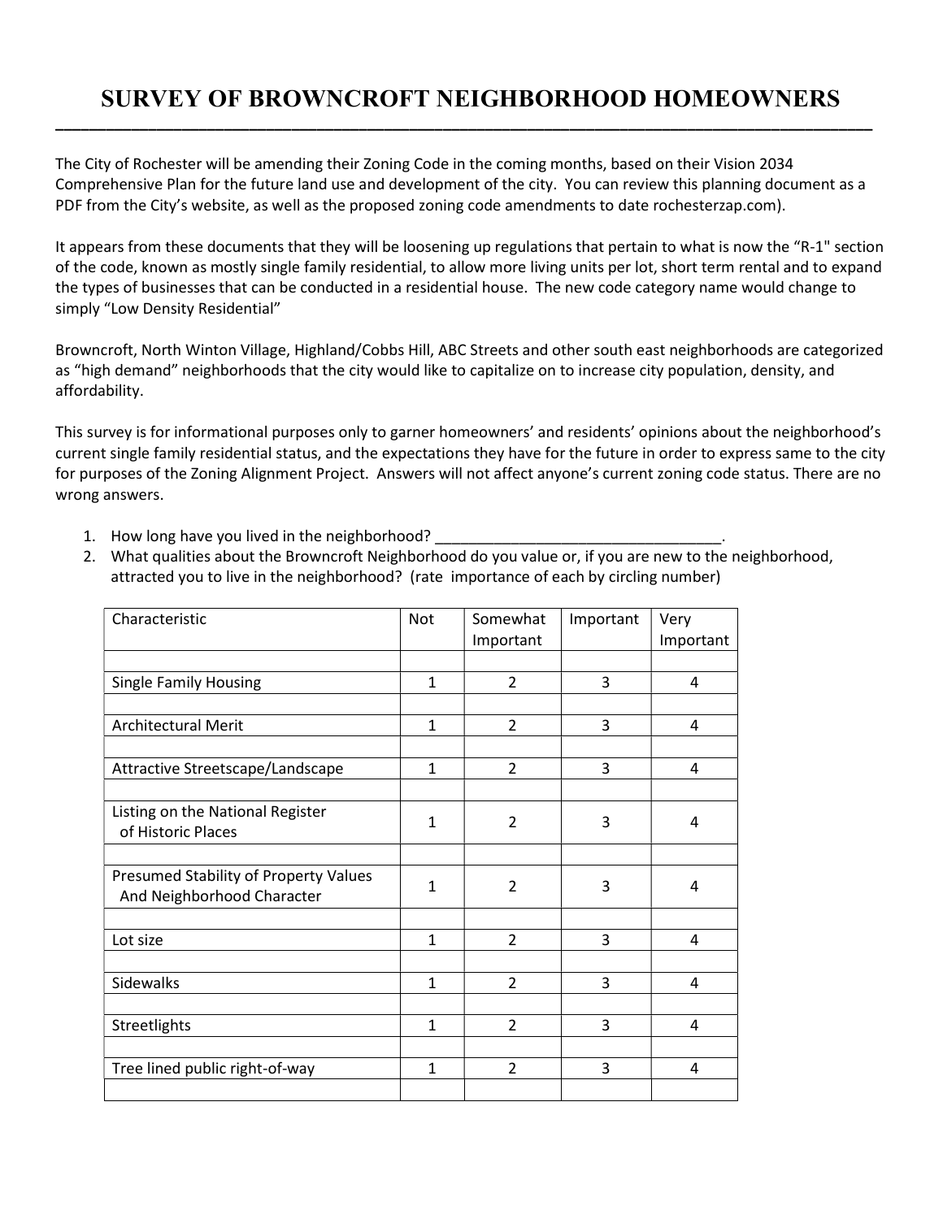# SURVEY OF BROWNCROFT NEIGHBORHOOD HOMEOWNERS

The City of Rochester will be amending their Zoning Code in the coming months, based on their Vision 2034 Comprehensive Plan for the future land use and development of the city. You can review this planning document as a PDF from the City's website, as well as the proposed zoning code amendments to date rochesterzap.com).

It appears from these documents that they will be loosening up regulations that pertain to what is now the "R-1" section of the code, known as mostly single family residential, to allow more living units per lot, short term rental and to expand the types of businesses that can be conducted in a residential house. The new code category name would change to simply "Low Density Residential"

Browncroft, North Winton Village, Highland/Cobbs Hill, ABC Streets and other south east neighborhoods are categorized as "high demand" neighborhoods that the city would like to capitalize on to increase city population, density, and affordability.

This survey is for informational purposes only to garner homeowners' and residents' opinions about the neighborhood's current single family residential status, and the expectations they have for the future in order to express same to the city for purposes of the Zoning Alignment Project. Answers will not affect anyone's current zoning code status. There are no wrong answers.

1. How long have you lived in the neighborhood? ___________________________________.
2. What qualities about the Browncroft Neighborhood do you value or, if you are new to the neighborhood, attracted you to live in the neighborhood? (rate importance of each by circling number)

| Characteristic | Not | Somewhat Important | Important | Very Important |
|---|---|---|---|---|
| | | | | |
| Single Family Housing | 1 | 2 | 3 | 4 |
| | | | | |
| Architectural Merit | 1 | 2 | 3 | 4 |
| | | | | |
| Attractive Streetscape/Landscape | 1 | 2 | 3 | 4 |
| | | | | |
| Listing on the National Register of Historic Places | 1 | 2 | 3 | 4 |
| | | | | |
| Presumed Stability of Property Values And Neighborhood Character | 1 | 2 | 3 | 4 |
| | | | | |
| Lot size | 1 | 2 | 3 | 4 |
| | | | | |
| Sidewalks | 1 | 2 | 3 | 4 |
| | | | | |
| Streetlights | 1 | 2 | 3 | 4 |
| | | | | |
| Tree lined public right-of-way | 1 | 2 | 3 | 4 |
| | | | | |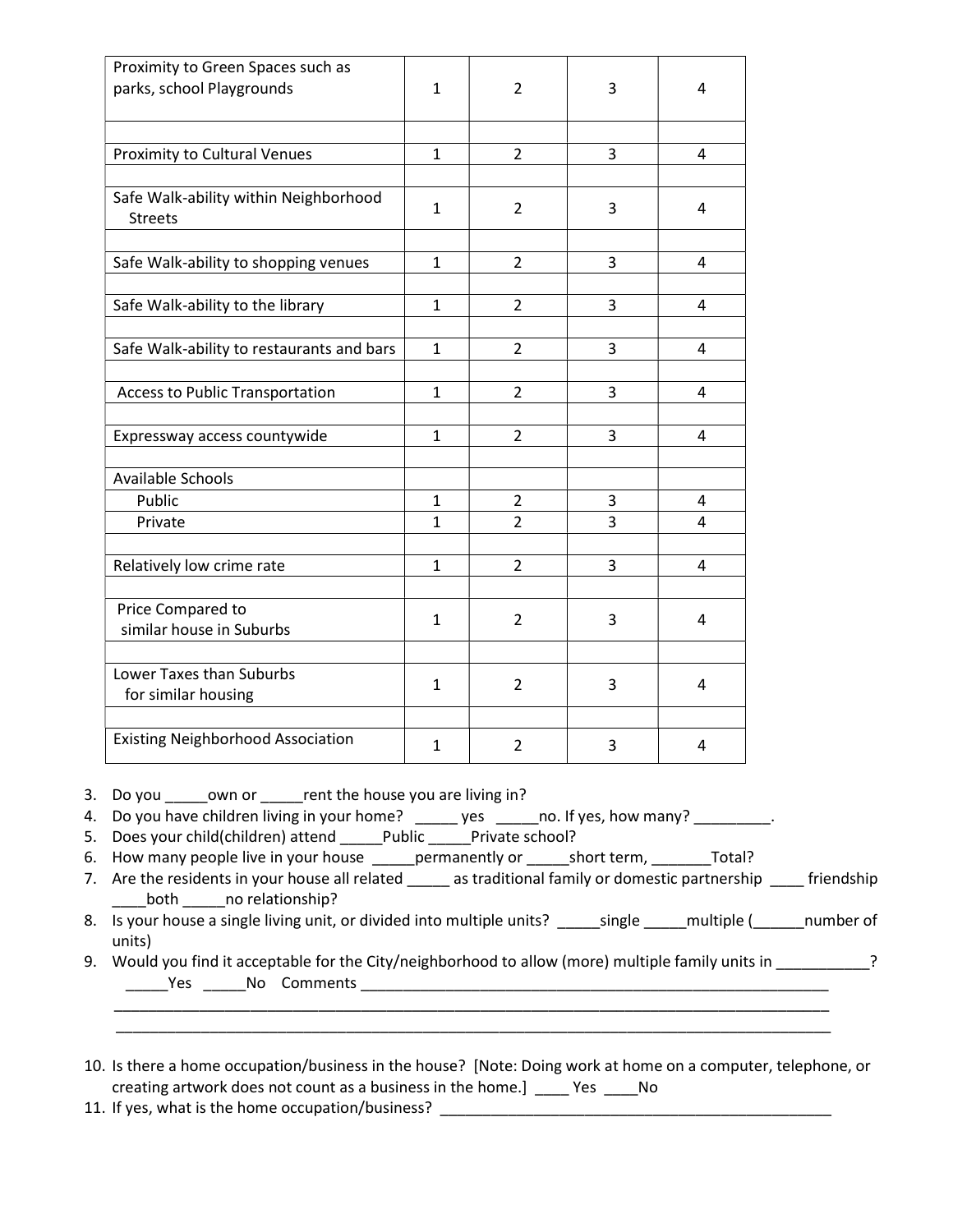| | | | | |
|---|---|---|---|---|
| Proximity to Green Spaces such as parks, school Playgrounds | 1 | 2 | 3 | 4 |
| | | | | |
| Proximity to Cultural Venues | 1 | 2 | 3 | 4 |
| | | | | |
| Safe Walk-ability within Neighborhood Streets | 1 | 2 | 3 | 4 |
| | | | | |
| Safe Walk-ability to shopping venues | 1 | 2 | 3 | 4 |
| | | | | |
| Safe Walk-ability to the library | 1 | 2 | 3 | 4 |
| | | | | |
| Safe Walk-ability to restaurants and bars | 1 | 2 | 3 | 4 |
| | | | | |
| Access to Public Transportation | 1 | 2 | 3 | 4 |
| | | | | |
| Expressway access countywide | 1 | 2 | 3 | 4 |
| | | | | |
| Available Schools | | | | |
| Public | 1 | 2 | 3 | 4 |
| Private | 1 | 2 | 3 | 4 |
| | | | | |
| Relatively low crime rate | 1 | 2 | 3 | 4 |
| | | | | |
| Price Compared to similar house in Suburbs | 1 | 2 | 3 | 4 |
| | | | | |
| Lower Taxes than Suburbs for similar housing | 1 | 2 | 3 | 4 |
| | | | | |
| Existing Neighborhood Association | 1 | 2 | 3 | 4 |

3. Do you _____own or _____rent the house you are living in?
4. Do you have children living in your home? _____ yes _____no. If yes, how many? _________.
5. Does your child(children) attend _____Public _____Private school?
6. How many people live in your house _____permanently or _____short term, _______Total?
7. Are the residents in your house all related _____ as traditional family or domestic partnership ____ friendship ____both _____no relationship?
8. Is your house a single living unit, or divided into multiple units? _____single _____multiple (______number of units)
9. Would you find it acceptable for the City/neighborhood to allow (more) multiple family units in ___________?
   _____Yes _____No Comments ___________________________________________________________
   ______________________________________________________________________________________
   ______________________________________________________________________________________
10. Is there a home occupation/business in the house? [Note: Doing work at home on a computer, telephone, or creating artwork does not count as a business in the home.] ____ Yes ____No
11. If yes, what is the home occupation/business? _________________________________________________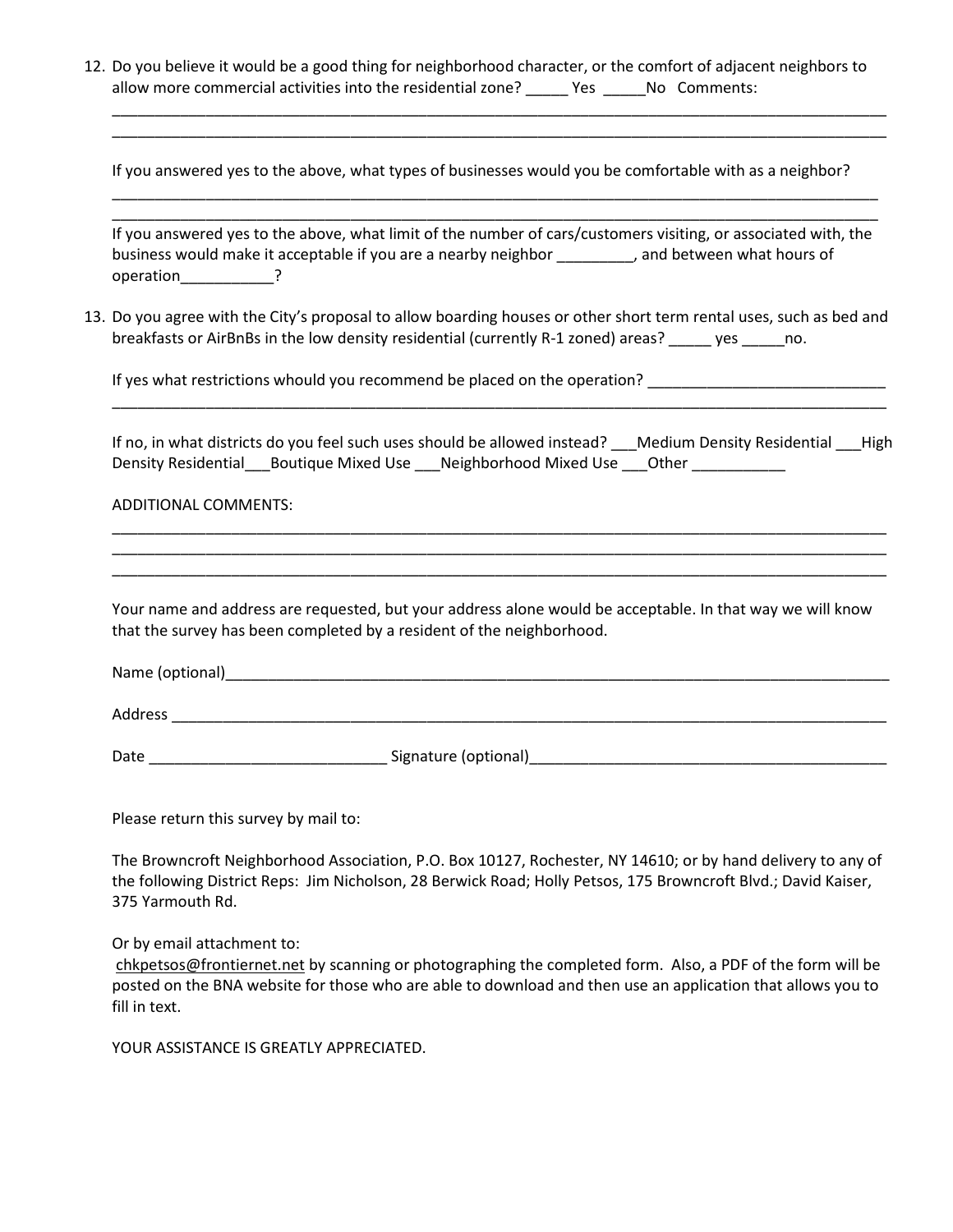12. Do you believe it would be a good thing for neighborhood character, or the comfort of adjacent neighbors to allow more commercial activities into the residential zone? _____ Yes _____No Comments:
_______________________________________________________________________________________________
_______________________________________________________________________________________________

    If you answered yes to the above, what types of businesses would you be comfortable with as a neighbor?
    _______________________________________________________________________________________________
    _______________________________________________________________________________________________

    If you answered yes to the above, what limit of the number of cars/customers visiting, or associated with, the business would make it acceptable if you are a nearby neighbor _________, and between what hours of operation___________?

13. Do you agree with the City's proposal to allow boarding houses or other short term rental uses, such as bed and breakfasts or AirBnBs in the low density residential (currently R-1 zoned) areas? _____ yes _____no.

    If yes what restrictions whould you recommend be placed on the operation? ____________________________
    _______________________________________________________________________________________________

    If no, in what districts do you feel such uses should be allowed instead? ___Medium Density Residential ___High Density Residential___Boutique Mixed Use ___Neighborhood Mixed Use ___Other ___________

    ADDITIONAL COMMENTS:
    _______________________________________________________________________________________________
    _______________________________________________________________________________________________
    _______________________________________________________________________________________________

Your name and address are requested, but your address alone would be acceptable. In that way we will know that the survey has been completed by a resident of the neighborhood.

Name (optional)________________________________________________________________________________

Address _______________________________________________________________________________________

Date ____________________________ Signature (optional)___________________________________________

Please return this survey by mail to:

The Browncroft Neighborhood Association, P.O. Box 10127, Rochester, NY 14610; or by hand delivery to any of the following District Reps: Jim Nicholson, 28 Berwick Road; Holly Petsos, 175 Browncroft Blvd.; David Kaiser, 375 Yarmouth Rd.

Or by email attachment to:
chkpetsos@frontiernet.net by scanning or photographing the completed form. Also, a PDF of the form will be posted on the BNA website for those who are able to download and then use an application that allows you to fill in text.

YOUR ASSISTANCE IS GREATLY APPRECIATED.